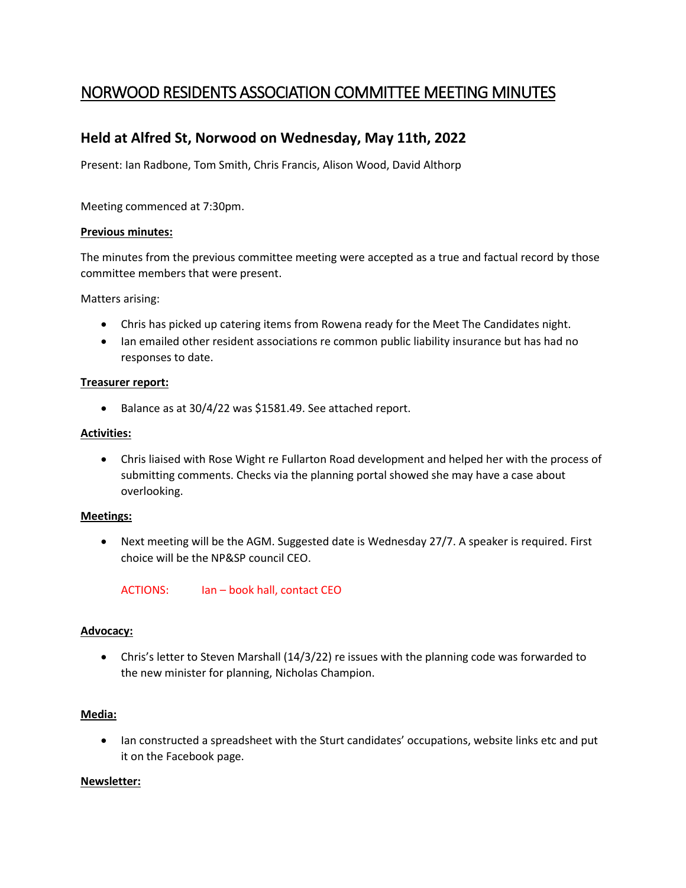# NORWOOD RESIDENTS ASSOCIATION COMMITTEE MEETING MINUTES

## Held at Alfred St, Norwood on Wednesday, May 11th, 2022

Present: Ian Radbone, Tom Smith, Chris Francis, Alison Wood, David Althorp

Meeting commenced at 7:30pm.

**Previous minutes:**

The minutes from the previous committee meeting were accepted as a true and factual record by those committee members that were present.

Matters arising:

- Chris has picked up catering items from Rowena ready for the Meet The Candidates night.
- Ian emailed other resident associations re common public liability insurance but has had no responses to date.

**Treasurer report:**

- Balance as at 30/4/22 was $1581.49. See attached report.

**Activities:**

- Chris liaised with Rose Wight re Fullarton Road development and helped her with the process of submitting comments. Checks via the planning portal showed she may have a case about overlooking.

**Meetings:**

- Next meeting will be the AGM. Suggested date is Wednesday 27/7. A speaker is required. First choice will be the NP&SP council CEO.

  ACTIONS: Ian – book hall, contact CEO

**Advocacy:**

- Chris's letter to Steven Marshall (14/3/22) re issues with the planning code was forwarded to the new minister for planning, Nicholas Champion.

**Media:**

- Ian constructed a spreadsheet with the Sturt candidates' occupations, website links etc and put it on the Facebook page.

**Newsletter:**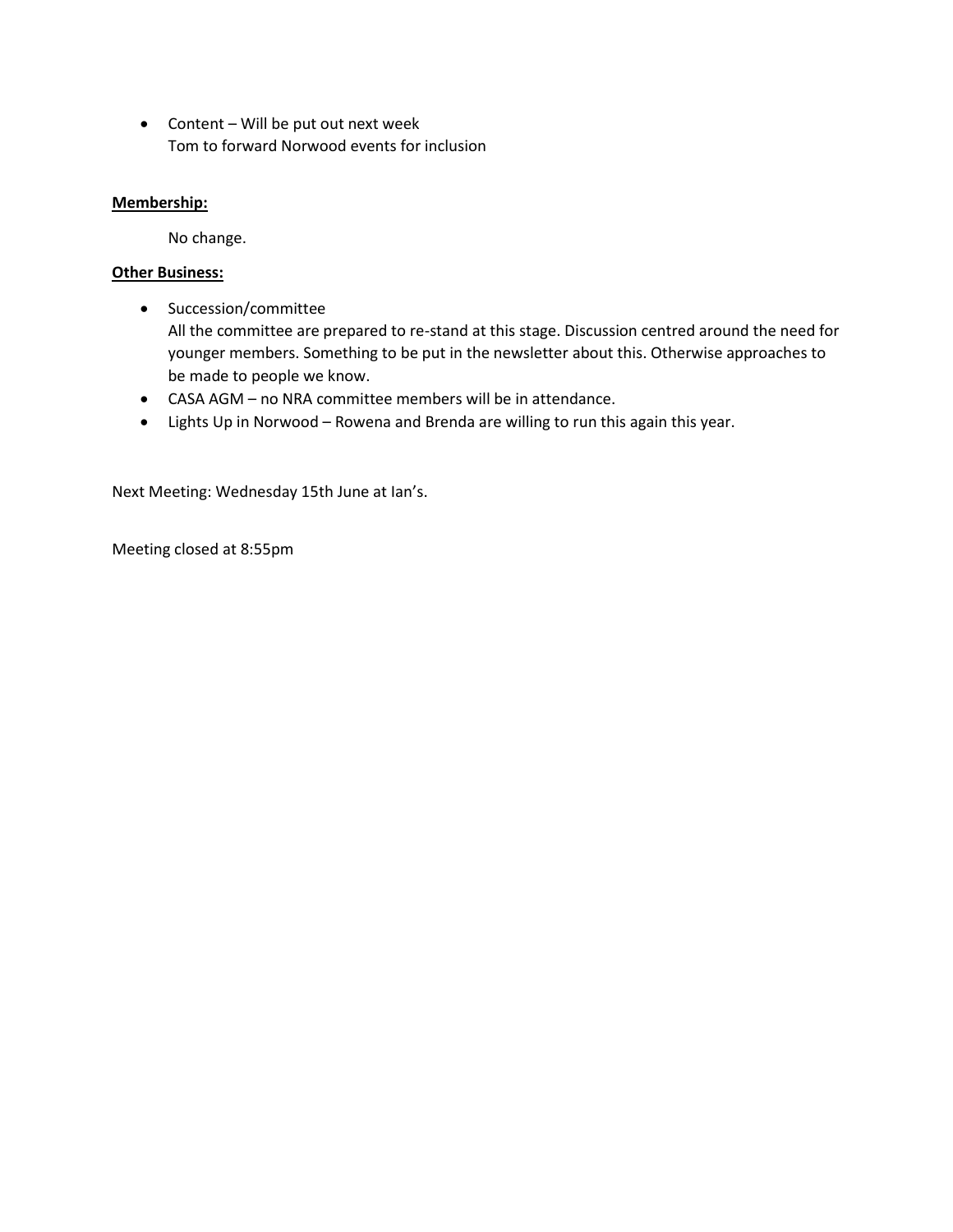- Content – Will be put out next week
  Tom to forward Norwood events for inclusion

**Membership:**

No change.

**Other Business:**

- Succession/committee
  All the committee are prepared to re-stand at this stage. Discussion centred around the need for younger members. Something to be put in the newsletter about this. Otherwise approaches to be made to people we know.
- CASA AGM – no NRA committee members will be in attendance.
- Lights Up in Norwood – Rowena and Brenda are willing to run this again this year.

Next Meeting: Wednesday 15th June at Ian's.

Meeting closed at 8:55pm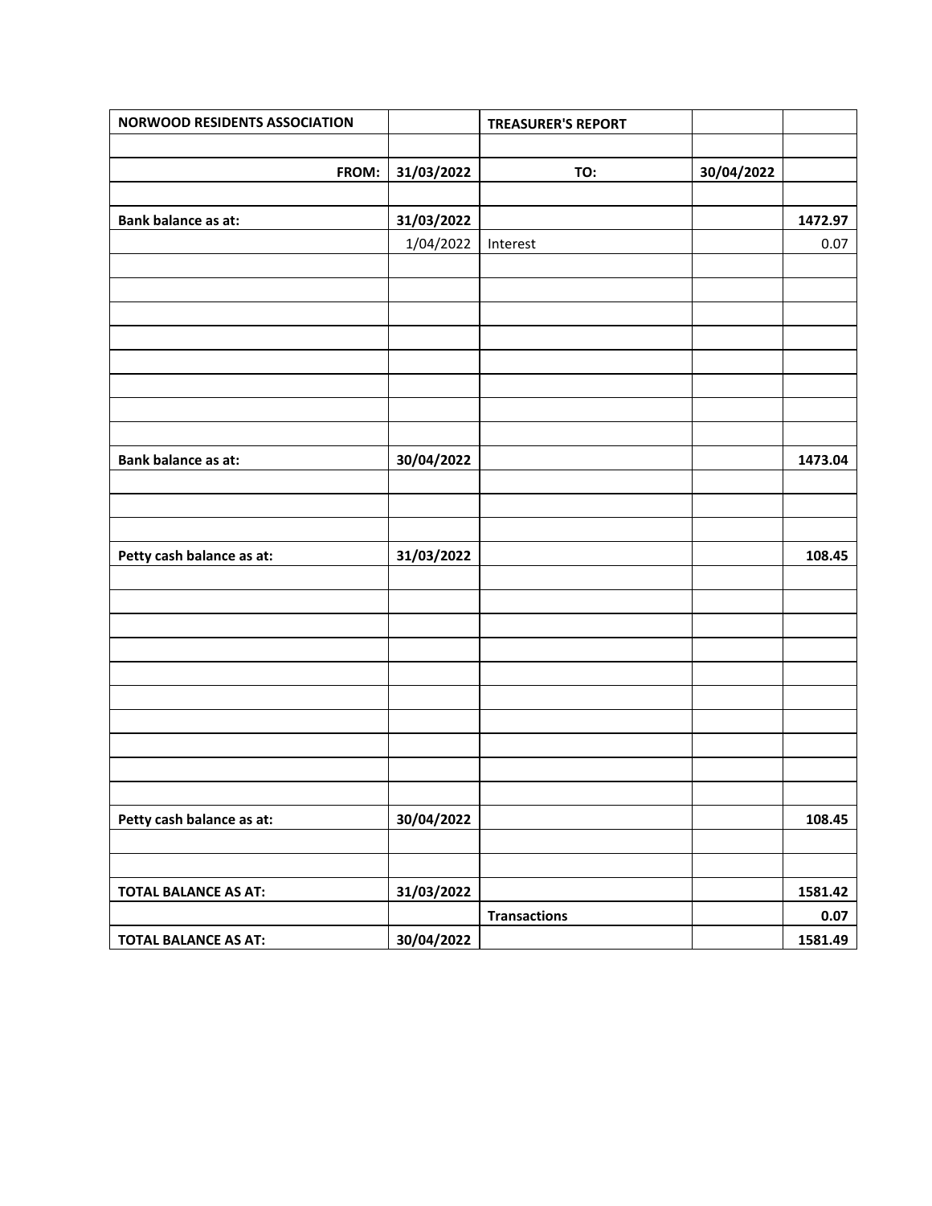| | | | | |
|---|---|---|---|---|
| **NORWOOD RESIDENTS ASSOCIATION** | | **TREASURER'S REPORT** | | |
| | | | | |
| **FROM:** | **31/03/2022** | **TO:** | **30/04/2022** | |
| | | | | |
| **Bank balance as at:** | **31/03/2022** | | | **1472.97** |
| | 1/04/2022 | Interest | | 0.07 |
| | | | | |
| | | | | |
| | | | | |
| | | | | |
| | | | | |
| | | | | |
| | | | | |
| | | | | |
| **Bank balance as at:** | **30/04/2022** | | | **1473.04** |
| | | | | |
| | | | | |
| | | | | |
| **Petty cash balance as at:** | **31/03/2022** | | | **108.45** |
| | | | | |
| | | | | |
| | | | | |
| | | | | |
| | | | | |
| | | | | |
| | | | | |
| | | | | |
| | | | | |
| | | | | |
| **Petty cash balance as at:** | **30/04/2022** | | | **108.45** |
| | | | | |
| | | | | |
| **TOTAL BALANCE AS AT:** | **31/03/2022** | | | **1581.42** |
| | | **Transactions** | | **0.07** |
| **TOTAL BALANCE AS AT:** | **30/04/2022** | | | **1581.49** |